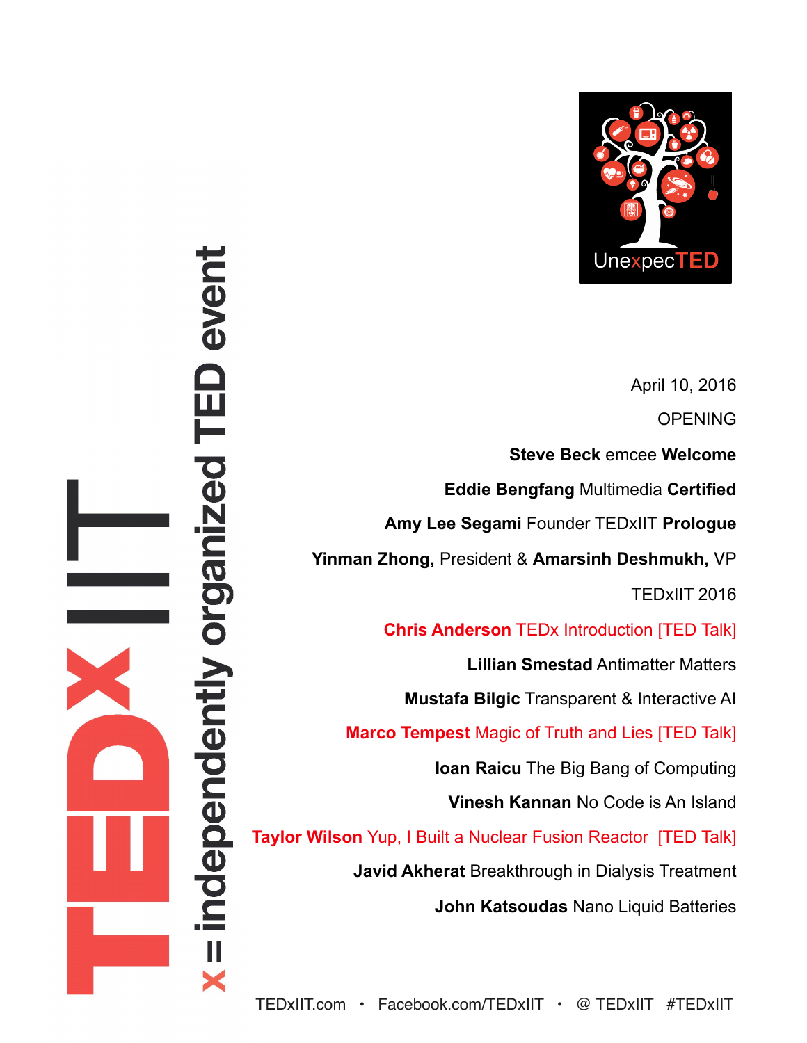# TEDxIIT

x = independently organized TED event

UnexpecTED

April 10, 2016

OPENING

**Steve Beck** emcee **Welcome**

**Eddie Bengfang** Multimedia **Certified**

**Amy Lee Segami** Founder TEDxIIT **Prologue**

**Yinman Zhong**, President & **Amarsinh Deshmukh**, VP

TEDxIIT 2016

**Chris Anderson** TEDx Introduction [TED Talk]

**Lillian Smestad** Antimatter Matters

**Mustafa Bilgic** Transparent & Interactive AI

**Marco Tempest** Magic of Truth and Lies [TED Talk]

**Ioan Raicu** The Big Bang of Computing

**Vinesh Kannan** No Code is An Island

**Taylor Wilson** Yup, I Built a Nuclear Fusion Reactor [TED Talk]

**Javid Akherat** Breakthrough in Dialysis Treatment

**John Katsoudas** Nano Liquid Batteries

TEDxIIT.com • Facebook.com/TEDxIIT • @ TEDxIIT #TEDxIIT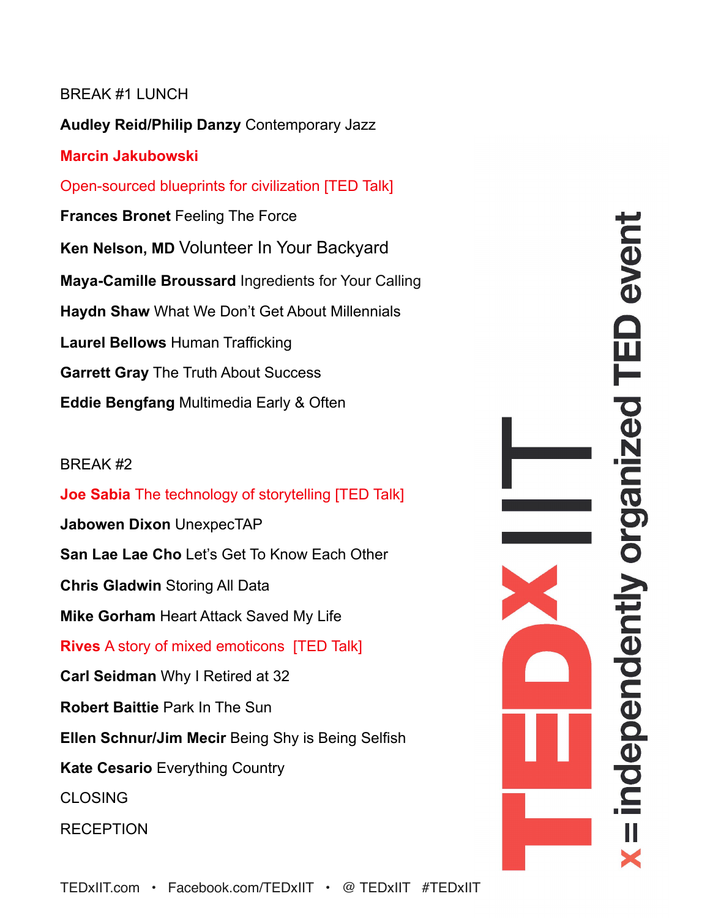BREAK #1 LUNCH

**Audley Reid/Philip Danzy** Contemporary Jazz

**Marcin Jakubowski**

Open-sourced blueprints for civilization [TED Talk]

**Frances Bronet** Feeling The Force

**Ken Nelson, MD** Volunteer In Your Backyard

**Maya-Camille Broussard** Ingredients for Your Calling

**Haydn Shaw** What We Don't Get About Millennials

**Laurel Bellows** Human Trafficking

**Garrett Gray** The Truth About Success

**Eddie Bengfang** Multimedia Early & Often

BREAK #2

**Joe Sabia** The technology of storytelling [TED Talk]

**Jabowen Dixon** UnexpecTAP

**San Lae Lae Cho** Let's Get To Know Each Other

**Chris Gladwin** Storing All Data

**Mike Gorham** Heart Attack Saved My Life

**Rives** A story of mixed emoticons [TED Talk]

**Carl Seidman** Why I Retired at 32

**Robert Baittie** Park In The Sun

**Ellen Schnur/Jim Mecir** Being Shy is Being Selfish

**Kate Cesario** Everything Country

CLOSING

RECEPTION

TEDxIIT
x = independently organized TED event

TEDxIIT.com • Facebook.com/TEDxIIT • @ TEDxIIT #TEDxIIT